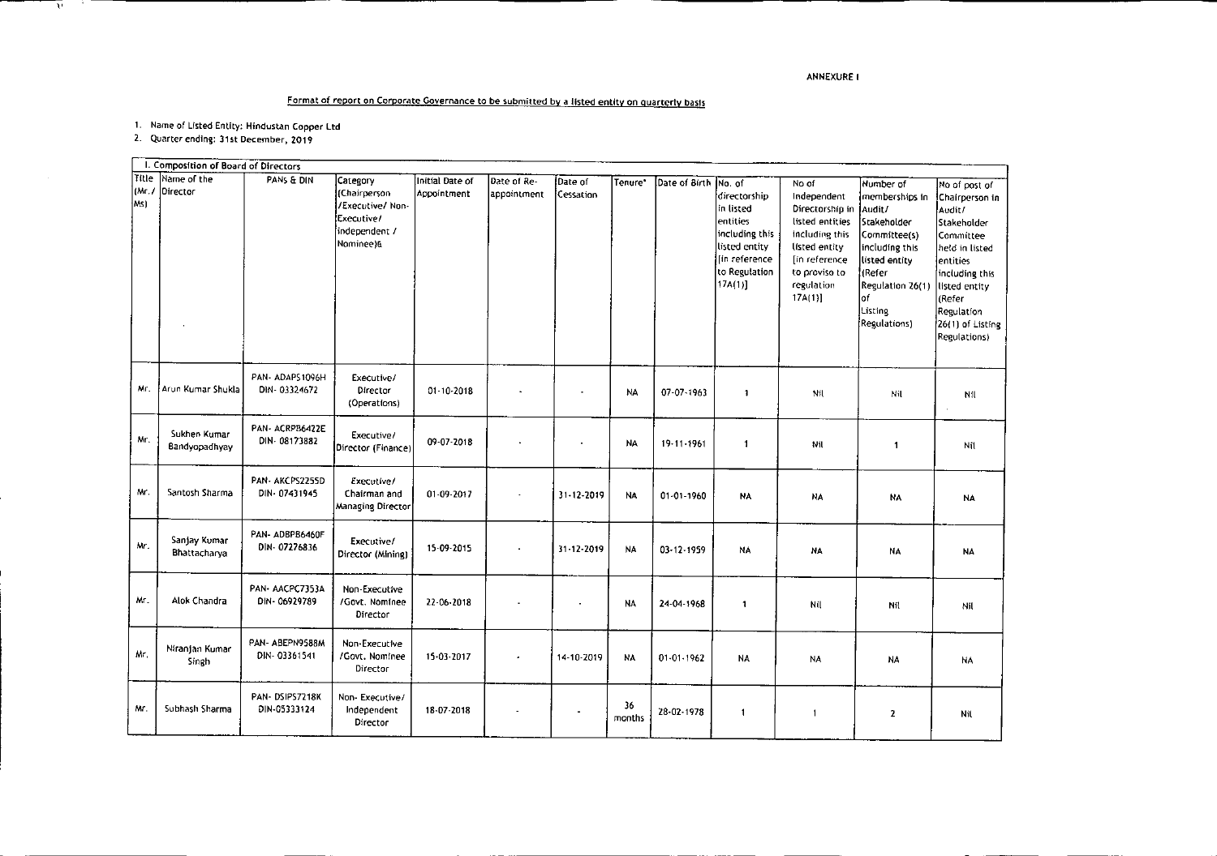ANNEXURE I

## Format of report on Corporate Governance to be submitted by a listed entity on quarterly basis

1. Name of Listed Entity: Hindustan Copper Ltd
2. Quarter ending: 31st December, 2019

| I. Composition of Board of Directors | | | | | | | | | | | | | |
|---|---|---|---|---|---|---|---|---|---|---|---|---|---|
| Title (Mr./ Ms) | Name of the Director | PANS & DIN | Category (Chairperson /Executive/ Non-Executive/ independent / Nominee)& | Initial Date of Appointment | Date of Re-appointment | Date of Cessation | Tenure* | Date of Birth | No. of directorship in listed entities including this listed entity [in reference to Regulation 17A(1)] | No of Independent Directorship in listed entities including this listed entity [in reference to proviso to regulation 17A(1)] | Number of memberships in Audit/ Stakeholder Committee(s) including this listed entity (Refer Regulation 26(1) of Listing Regulations) | No of post of Chairperson in Audit/ Stakeholder Committee held in listed entities including this listed entity (Refer Regulation 26(1) of Listing Regulations) |
| Mr. | Arun Kumar Shukla | PAN- ADAPS1096H DIN- 03324672 | Executive/ Director (Operations) | 01-10-2018 | - | - | NA | 07-07-1963 | 1 | Nil | Nil | Nil |
| Mr. | Sukhen Kumar Bandyopadhyay | PAN- ACRPB6422E DIN- 08173882 | Executive/ Director (Finance) | 09-07-2018 | - | - | NA | 19-11-1961 | 1 | Nil | 1 | Nil |
| Mr. | Santosh Sharma | PAN- AKCPS2255D DIN- 07431945 | Executive/ Chairman and Managing Director | 01-09-2017 | - | 31-12-2019 | NA | 01-01-1960 | NA | NA | NA | NA |
| Mr. | Sanjay Kumar Bhattacharya | PAN- ADBPB6460F DIN- 07276836 | Executive/ Director (Mining) | 15-09-2015 | - | 31-12-2019 | NA | 03-12-1959 | NA | NA | NA | NA |
| Mr. | Alok Chandra | PAN- AACPC7353A DIN- 06929789 | Non-Executive /Govt. Nominee Director | 22-06-2018 | - | - | NA | 24-04-1968 | 1 | Nil | Nil | Nil |
| Mr. | Niranjan Kumar Singh | PAN- ABEPN9588M DIN- 03361541 | Non-Executive /Govt. Nominee Director | 15-03-2017 | - | 14-10-2019 | NA | 01-01-1962 | NA | NA | NA | NA |
| Mr. | Subhash Sharma | PAN- DSIPS7218K DIN-05333124 | Non- Executive/ Independent Director | 18-07-2018 | - | - | 36 months | 28-02-1978 | 1 | 1 | 2 | Nil |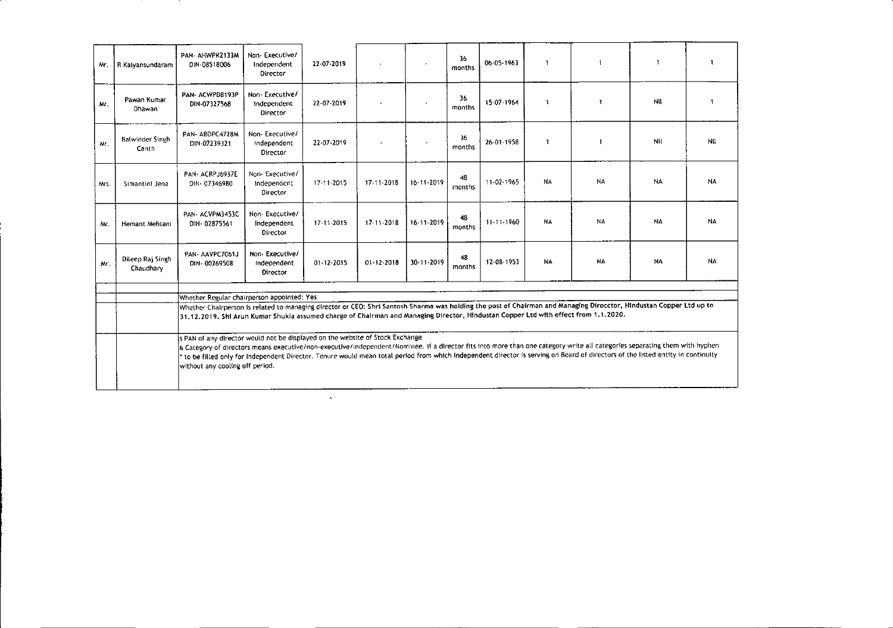| | | | | | | | | | | | | |
|---|---|---|---|---|---|---|---|---|---|---|---|---|
| Mr. | R Kalyansundaram | PAN- AHWPK2133M DIN-08518006 | Non- Executive/ Independent Director | 22-07-2019 | - | - | 36 months | 06-05-1963 | 1 | 1 | 1 | 1 |
| Mr. | Pawan Kumar Dhawan | PAN- ACWPD8193P DIN-07327568 | Non- Executive/ Independent Director | 22-07-2019 | - | - | 36 months | 15-07-1964 | 1 | 1 | Nil | 1 |
| Mr. | Balwinder Singh Canth | PAN- ABDPC4728M DIN-07239321 | Non- Executive/ Independent Director | 22-07-2019 | - | - | 36 months | 26-01-1958 | 1 | 1 | Nil | Nil |
| Mrs. | Simantini Jena | PAN- ACRPJ6937E DIN- 07346980 | Non- Executive/ Independent Director | 17-11-2015 | 17-11-2018 | 16-11-2019 | 48 months | 11-02-1965 | NA | NA | NA | NA |
| Mr. | Hemant Mehtani | PAN- ACVPM3453C DIN- 02875561 | Non- Executive/ Independent Director | 17-11-2015 | 17-11-2018 | 16-11-2019 | 48 months | 11-11-1960 | NA | NA | NA | NA |
| Mr. | Dileep Raj Singh Chaudhary | PAN- AAVPC7061J DIN- 00269508 | Non- Executive/ Independent Director | 01-12-2015 | 01-12-2018 | 30-11-2019 | 48 months | 12-08-1953 | NA | NA | NA | NA |

Whether Regular chairperson appointed: Yes

Whether Chairperson is related to managing director or CEO: Shri Santosh Sharma was holding the post of Chairman and Managing Direcctor, Hindustan Copper Ltd up to 31.12.2019. Shi Arun Kumar Shukla assumed charge of Chairman and Managing Director, Hindustan Copper Ltd with effect from 1.1.2020.

$ PAN of any director would not be displayed on the website of Stock Exchange

& Category of directors means executive/non-executive/independent/Nominee. if a director fits into more than one category write all categories separating them with hyphen

* to be filled only for Independent Director. Tenure would mean total period from which Independent director is serving on Board of directors of the listed entity in continuity without any cooling off period.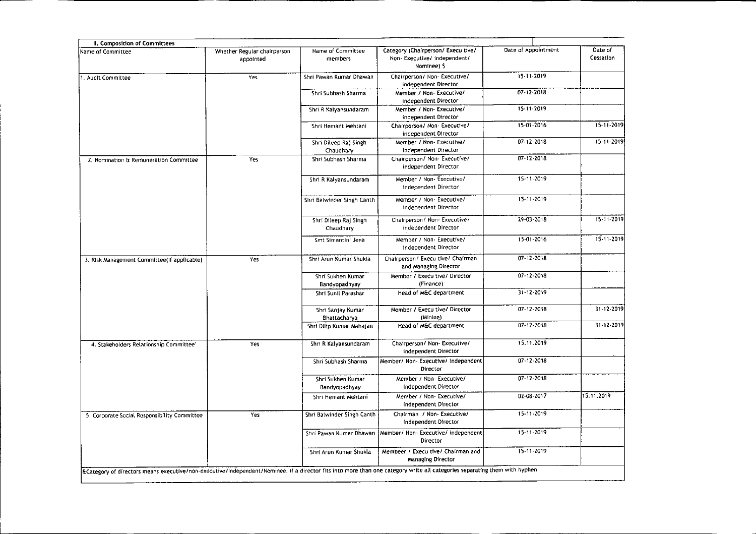## II. Composition of Committees

| Name of Committee | Whether Regular chairperson appointed | Name of Committee members | Category (Chairperson/ Executive/ Non- Executive/ independent/ Nominee) $ | Date of Appointment | Date of Cessation |
|---|---|---|---|---|---|
| 1. Audit Committee | Yes | Shri Pawan Kumar Dhawan | Chairperson/ Non- Executive/ Independent Director | 15-11-2019 | |
| | | Shri Subhash Sharma | Member / Non- Executive/ independent Director | 07-12-2018 | |
| | | Shri R Kalyansundaram | Member / Non- Executive/ independent Director | 15-11-2019 | |
| | | Shri Hemant Mehtani | Chairperson/ Non- Executive/ independent Director | 15-01-2016 | 15-11-2019 |
| | | Shri Dileep Raj Singh Chaudhary | Member / Non- Executive/ independent Director | 07-12-2018 | 15-11-2019 |
| 2. Nomination & Remuneration Committee | Yes | Shri Subhash Sharma | Chairperson/ Non- Executive/ independent Director | 07-12-2018 | |
| | | Shri R Kalyansundaram | Member / Non- Executive/ independent Director | 15-11-2019 | |
| | | Shri Balwinder Singh Canth | Member / Non- Executive/ independent Director | 15-11-2019 | |
| | | Shri Dileep Raj Singh Chaudhary | Chairperson/ Non- Executive/ independent Director | 29-03-2018 | 15-11-2019 |
| | | Smt Simantini Jena | Member / Non- Executive/ Independent Director | 15-01-2016 | 15-11-2019 |
| 3. Risk Management Committee(If applicable) | Yes | Shri Arun Kumar Shukla | Chairperson/ Executive/ Chairman and Managing Director | 07-12-2018 | |
| | | Shri Sukhen Kumar Bandyopadhyay | Member / Executive/ Director (Finance) | 07-12-2018 | |
| | | Shri Sunil Parashar | Head of M&C department | 31-12-2019 | |
| | | Shri Sanjay Kumar Bhattacharya | Member / Executive/ Director (Mining) | 07-12-2018 | 31-12-2019 |
| | | Shri Dilip Kumar Mahajan | Head of M&C department | 07-12-2018 | 31-12-2019 |
| 4. Stakeholders Relationship Committee' | Yes | Shri R Kalyansundaram | Chairperson/ Non- Executive/ independent Director | 15.11.2019 | |
| | | Shri Subhash Sharma | Member/ Non- Executive/ independent Director | 07-12-2018 | |
| | | Shri Sukhen Kumar Bandyopadhyay | Member / Non- Executive/ Independent Director | 07-12-2018 | |
| | | Shri Hemant Mehtani | Member / Non- Executive/ independent Director | 02-08-2017 | 15.11.2019 |
| 5. Corporate Social Responsibility Committee | Yes | Shri Balwinder Singh Canth | Chairman / Non- Executive/ independent Director | 15-11-2019 | |
| | | Shri Pawan Kumar Dhawan | Member/ Non- Executive/ independent Director | 15-11-2019 | |
| | | Shri Arun Kumar Shukla | Membeer / Executive/ Chairman and Managing Director | 15-11-2019 | |

&Category of directors means executive/non-executive/independent/Nominee. if a director fits into more than one category write all categories separating them with hyphen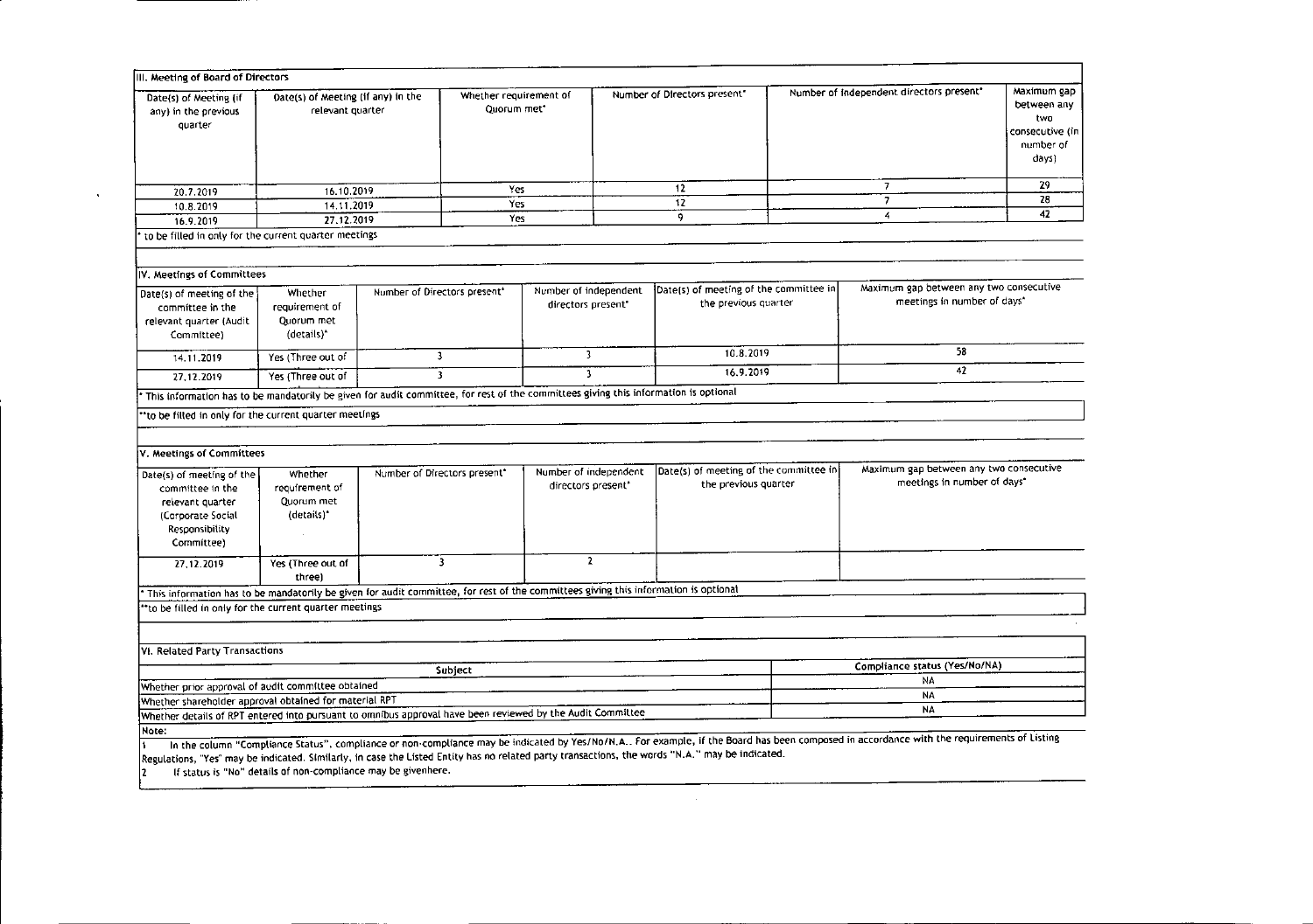### III. Meeting of Board of Directors

| Date(s) of Meeting (if any) in the previous quarter | Date(s) of Meeting (if any) in the relevant quarter | Whether requirement of Quorum met* | Number of Directors present* | Number of independent directors present* | Maximum gap between any two consecutive (in number of days) |
|---|---|---|---|---|---|
| 20.7.2019 | 16.10.2019 | Yes | 12 | 7 | 29 |
| 10.8.2019 | 14.11.2019 | Yes | 12 | 7 | 28 |
| 16.9.2019 | 27.12.2019 | Yes | 9 | 4 | 42 |

\* to be filled in only for the current quarter meetings

### IV. Meetings of Committees

| Date(s) of meeting of the committee in the relevant quarter (Audit Committee) | Whether requirement of Quorum met (details)* | Number of Directors present* | Number of independent directors present* | Date(s) of meeting of the committee in the previous quarter | Maximum gap between any two consecutive meetings in number of days* |
|---|---|---|---|---|---|
| 14.11.2019 | Yes (Three out of | 3 | 3 | 10.8.2019 | 58 |
| 27.12.2019 | Yes (Three out of | 3 | 3 | 16.9.2019 | 42 |

\* This information has to be mandatorily be given for audit committee, for rest of the committees giving this information is optional

\*\*to be filled in only for the current quarter meetings

### V. Meetings of Committees

| Date(s) of meeting of the committee in the relevant quarter (Corporate Social Responsibility Committee) | Whether requirement of Quorum met (details)* | Number of Directors present* | Number of independent directors present* | Date(s) of meeting of the committee in the previous quarter | Maximum gap between any two consecutive meetings in number of days* |
|---|---|---|---|---|---|
| 27.12.2019 | Yes (Three out of three) | 3 | 2 | | |

\* This information has to be mandatorily be given for audit committee, for rest of the committees giving this information is optional

\*\*to be filled in only for the current quarter meetings

### VI. Related Party Transactions

| Subject | Compliance status (Yes/No/NA) |
|---|---|
| Whether prior approval of audit committee obtained | NA |
| Whether shareholder approval obtained for material RPT | NA |
| Whether details of RPT entered into pursuant to omnibus approval have been reviewed by the Audit Committee | NA |

Note:

1. In the column "Compliance Status", compliance or non-compliance may be indicated by Yes/No/N.A.. For example, if the Board has been composed in accordance with the requirements of Listing Regulations, "Yes" may be indicated. Similarly, in case the Listed Entity has no related party transactions, the words "N.A." may be indicated.
2. If status is "No" details of non-compliance may be givenhere.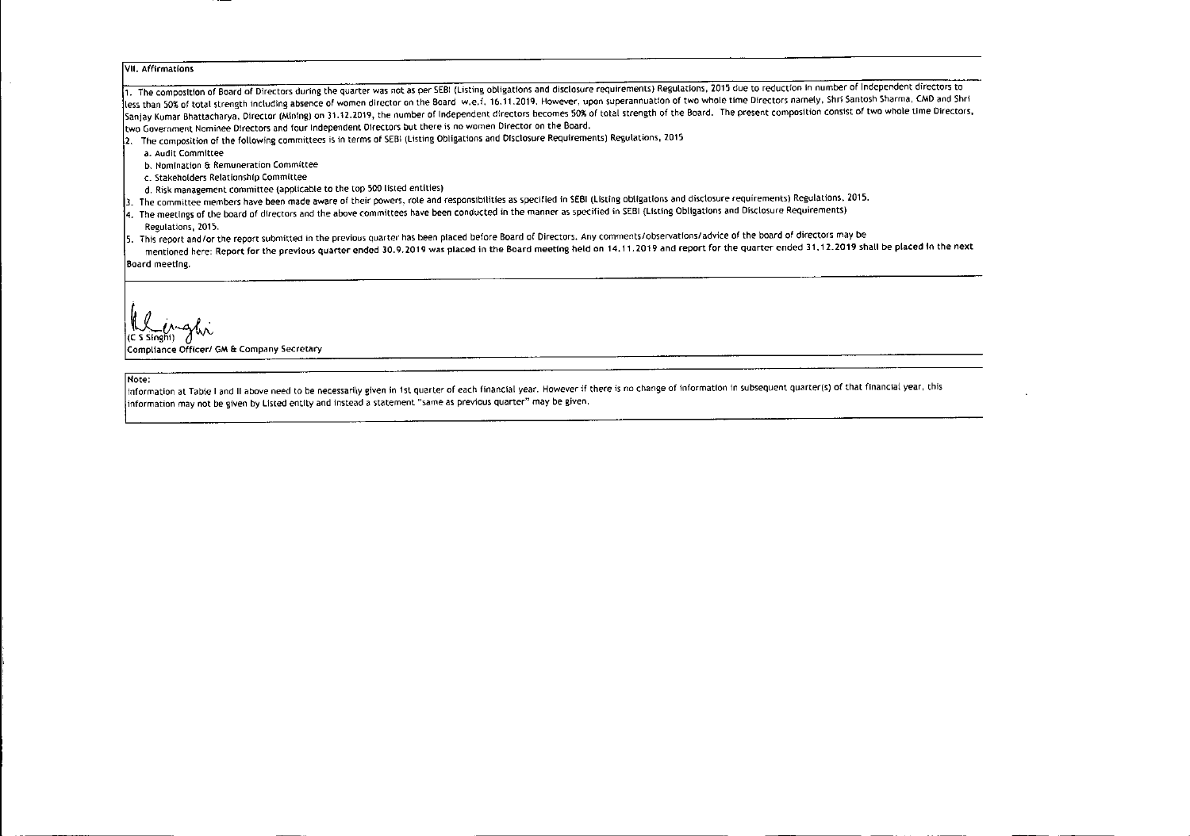## VII. Affirmations

1. The composition of Board of Directors during the quarter was not as per SEBI (Listing obligations and disclosure requirements) Regulations, 2015 due to reduction in number of independent directors to less than 50% of total strength including absence of women director on the Board w.e.f. 16.11.2019. However, upon superannuation of two whole time Directors namely, Shri Santosh Sharma, CMD and Shri Sanjay Kumar Bhattacharya, Director (Mining) on 31.12.2019, the number of independent directors becomes 50% of total strength of the Board. The present composition consist of two whole time Directors, two Government Nominee Directors and four Independent Directors but there is no women Director on the Board.
2. The composition of the following committees is in terms of SEBI (Listing Obligations and Disclosure Requirements) Regulations, 2015
   - a. Audit Committee
   - b. Nomination & Remuneration Committee
   - c. Stakeholders Relationship Committee
   - d. Risk management committee (applicable to the top 500 listed entities)
3. The committee members have been made aware of their powers, role and responsibilities as specified in SEBI (Listing obligations and disclosure requirements) Regulations, 2015.
4. The meetings of the board of directors and the above committees have been conducted in the manner as specified in SEBI (Listing Obligations and Disclosure Requirements) Regulations, 2015.
5. This report and/or the report submitted in the previous quarter has been placed before Board of Directors. Any comments/observations/advice of the board of directors may be mentioned here: **Report for the previous quarter ended 30.9.2019 was placed in the Board meeting held on 14.11.2019 and report for the quarter ended 31.12.2019 shall be placed in the next Board meeting.**

(C S Singhi)
Compliance Officer/ GM & Company Secretary

**Note:**
Information at Table I and II above need to be necessarily given in 1st quarter of each financial year. However if there is no change of information in subsequent quarter(s) of that financial year, this information may not be given by Listed entity and instead a statement "same as previous quarter" may be given.